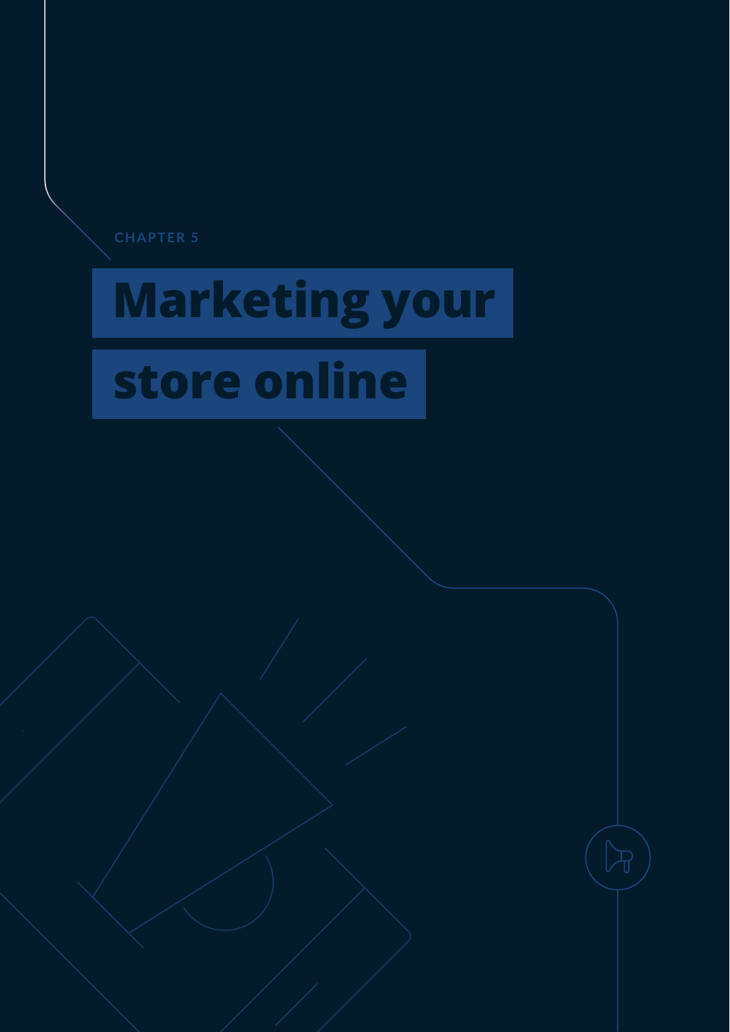CHAPTER 5

# Marketing your store online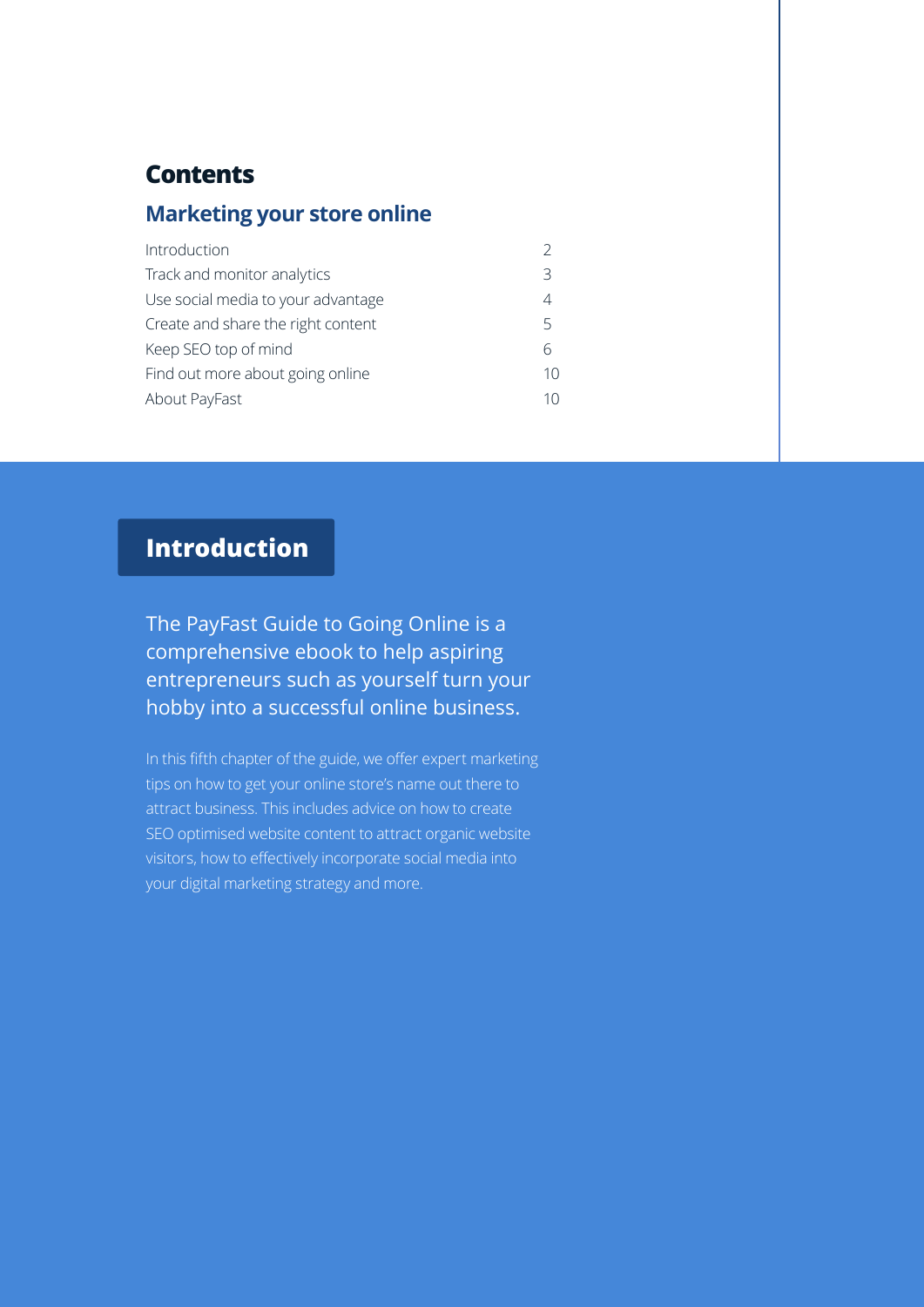# Contents

## Marketing your store online

| | |
|---|---|
| Introduction | 2 |
| Track and monitor analytics | 3 |
| Use social media to your advantage | 4 |
| Create and share the right content | 5 |
| Keep SEO top of mind | 6 |
| Find out more about going online | 10 |
| About PayFast | 10 |

# Introduction

The PayFast Guide to Going Online is a comprehensive ebook to help aspiring entrepreneurs such as yourself turn your hobby into a successful online business.

In this fifth chapter of the guide, we offer expert marketing tips on how to get your online store's name out there to attract business. This includes advice on how to create SEO optimised website content to attract organic website visitors, how to effectively incorporate social media into your digital marketing strategy and more.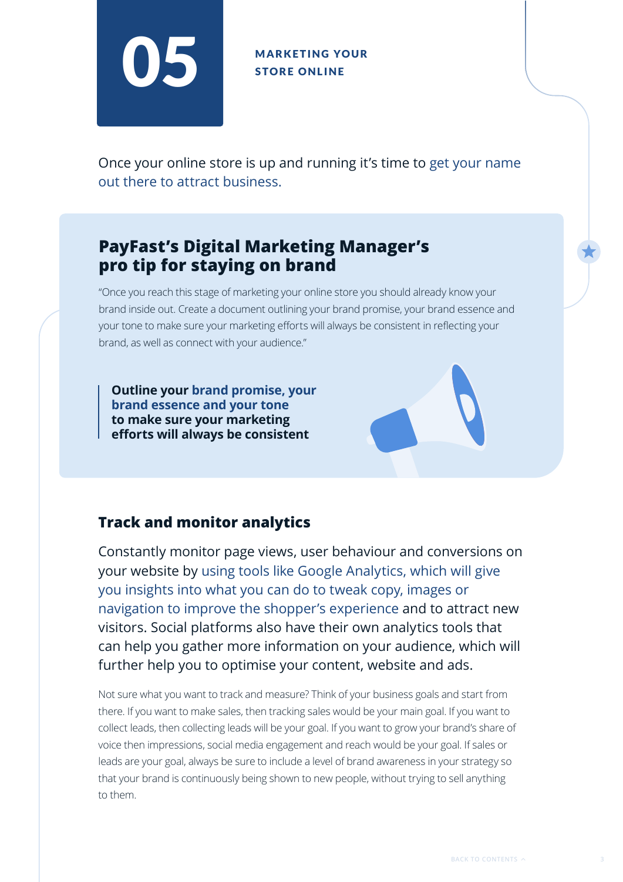# 05 MARKETING YOUR STORE ONLINE

Once your online store is up and running it's time to get your name out there to attract business.

## PayFast's Digital Marketing Manager's pro tip for staying on brand

"Once you reach this stage of marketing your online store you should already know your brand inside out. Create a document outlining your brand promise, your brand essence and your tone to make sure your marketing efforts will always be consistent in reflecting your brand, as well as connect with your audience."

> **Outline your brand promise, your brand essence and your tone to make sure your marketing efforts will always be consistent**

## Track and monitor analytics

Constantly monitor page views, user behaviour and conversions on your website by using tools like Google Analytics, which will give you insights into what you can do to tweak copy, images or navigation to improve the shopper's experience and to attract new visitors. Social platforms also have their own analytics tools that can help you gather more information on your audience, which will further help you to optimise your content, website and ads.

Not sure what you want to track and measure? Think of your business goals and start from there. If you want to make sales, then tracking sales would be your main goal. If you want to collect leads, then collecting leads will be your goal. If you want to grow your brand's share of voice then impressions, social media engagement and reach would be your goal. If sales or leads are your goal, always be sure to include a level of brand awareness in your strategy so that your brand is continuously being shown to new people, without trying to sell anything to them.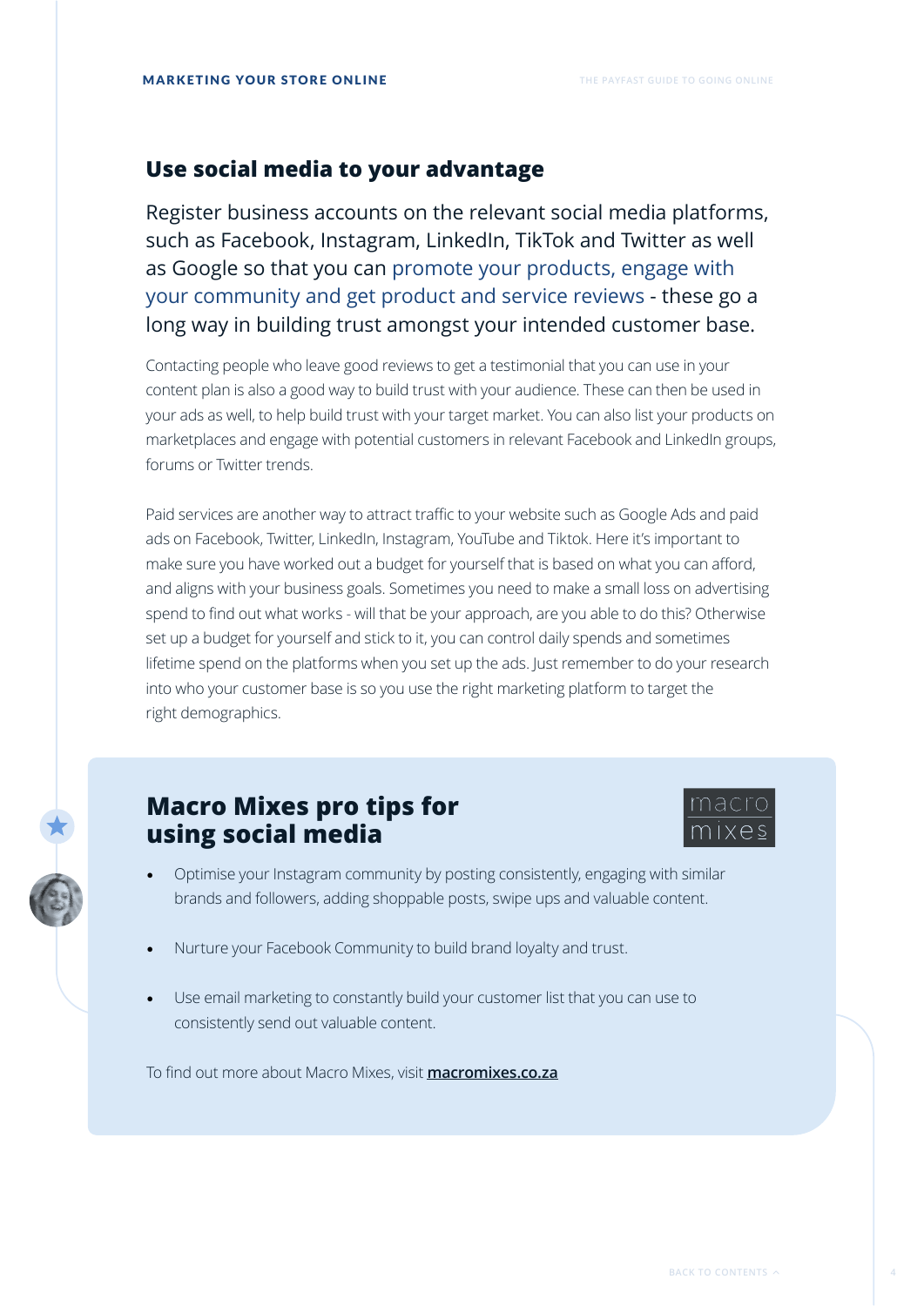## Use social media to your advantage

Register business accounts on the relevant social media platforms, such as Facebook, Instagram, LinkedIn, TikTok and Twitter as well as Google so that you can promote your products, engage with your community and get product and service reviews - these go a long way in building trust amongst your intended customer base.

Contacting people who leave good reviews to get a testimonial that you can use in your content plan is also a good way to build trust with your audience. These can then be used in your ads as well, to help build trust with your target market. You can also list your products on marketplaces and engage with potential customers in relevant Facebook and LinkedIn groups, forums or Twitter trends.

Paid services are another way to attract traffic to your website such as Google Ads and paid ads on Facebook, Twitter, LinkedIn, Instagram, YouTube and Tiktok. Here it's important to make sure you have worked out a budget for yourself that is based on what you can afford, and aligns with your business goals. Sometimes you need to make a small loss on advertising spend to find out what works - will that be your approach, are you able to do this? Otherwise set up a budget for yourself and stick to it, you can control daily spends and sometimes lifetime spend on the platforms when you set up the ads. Just remember to do your research into who your customer base is so you use the right marketing platform to target the right demographics.

### Macro Mixes pro tips for using social media

- Optimise your Instagram community by posting consistently, engaging with similar brands and followers, adding shoppable posts, swipe ups and valuable content.
- Nurture your Facebook Community to build brand loyalty and trust.
- Use email marketing to constantly build your customer list that you can use to consistently send out valuable content.

To find out more about Macro Mixes, visit **macromixes.co.za**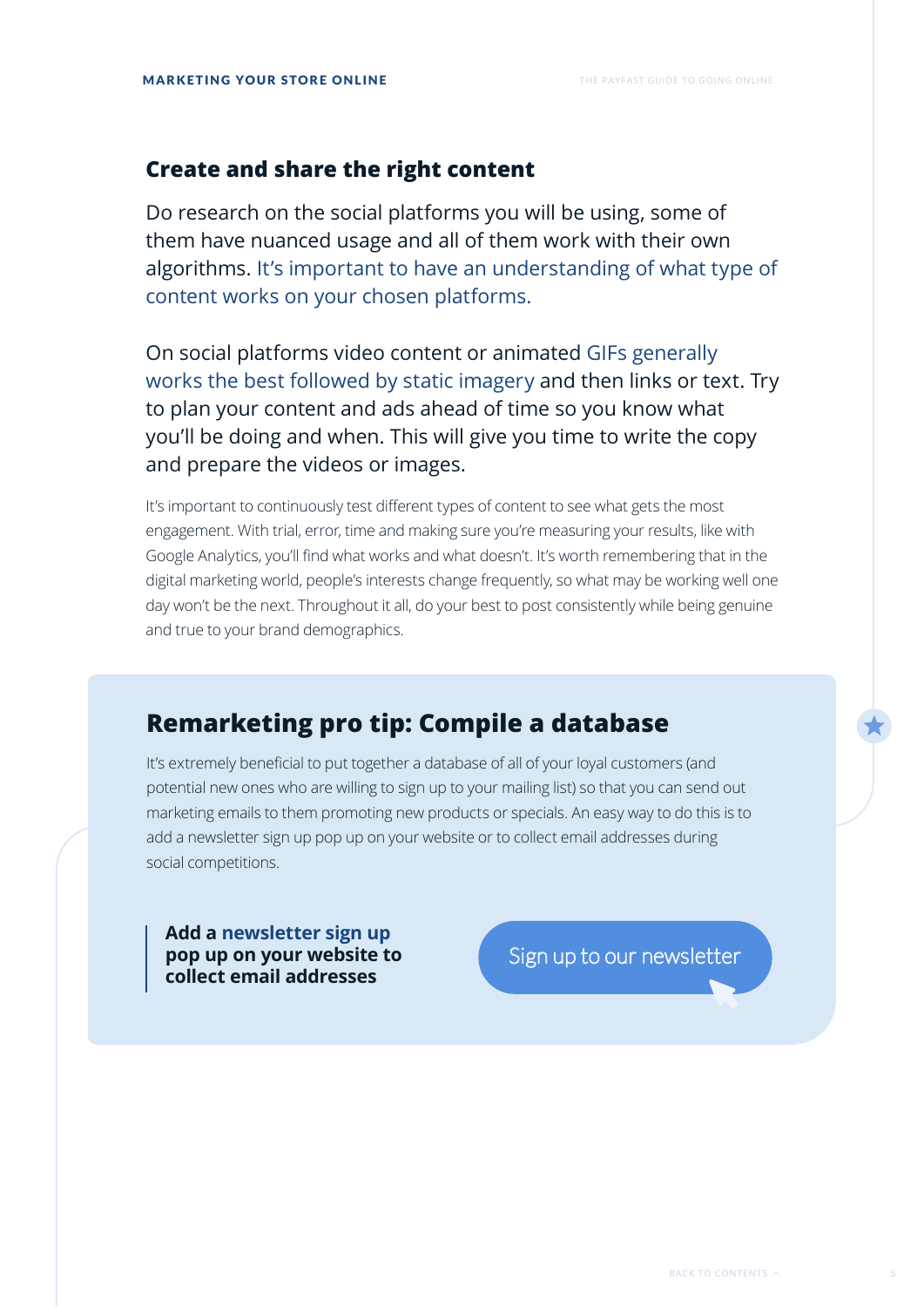## Create and share the right content

Do research on the social platforms you will be using, some of them have nuanced usage and all of them work with their own algorithms. It's important to have an understanding of what type of content works on your chosen platforms.

On social platforms video content or animated GIFs generally works the best followed by static imagery and then links or text. Try to plan your content and ads ahead of time so you know what you'll be doing and when. This will give you time to write the copy and prepare the videos or images.

It's important to continuously test different types of content to see what gets the most engagement. With trial, error, time and making sure you're measuring your results, like with Google Analytics, you'll find what works and what doesn't. It's worth remembering that in the digital marketing world, people's interests change frequently, so what may be working well one day won't be the next. Throughout it all, do your best to post consistently while being genuine and true to your brand demographics.

## Remarketing pro tip: Compile a database

It's extremely beneficial to put together a database of all of your loyal customers (and potential new ones who are willing to sign up to your mailing list) so that you can send out marketing emails to them promoting new products or specials. An easy way to do this is to add a newsletter sign up pop up on your website or to collect email addresses during social competitions.

**Add a newsletter sign up pop up on your website to collect email addresses**

Sign up to our newsletter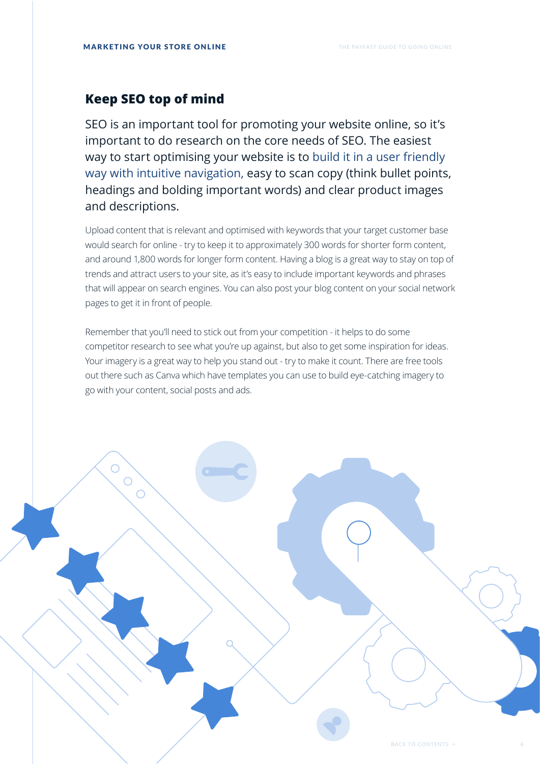## Keep SEO top of mind

SEO is an important tool for promoting your website online, so it's important to do research on the core needs of SEO. The easiest way to start optimising your website is to build it in a user friendly way with intuitive navigation, easy to scan copy (think bullet points, headings and bolding important words) and clear product images and descriptions.

Upload content that is relevant and optimised with keywords that your target customer base would search for online - try to keep it to approximately 300 words for shorter form content, and around 1,800 words for longer form content. Having a blog is a great way to stay on top of trends and attract users to your site, as it's easy to include important keywords and phrases that will appear on search engines. You can also post your blog content on your social network pages to get it in front of people.

Remember that you'll need to stick out from your competition - it helps to do some competitor research to see what you're up against, but also to get some inspiration for ideas. Your imagery is a great way to help you stand out - try to make it count. There are free tools out there such as Canva which have templates you can use to build eye-catching imagery to go with your content, social posts and ads.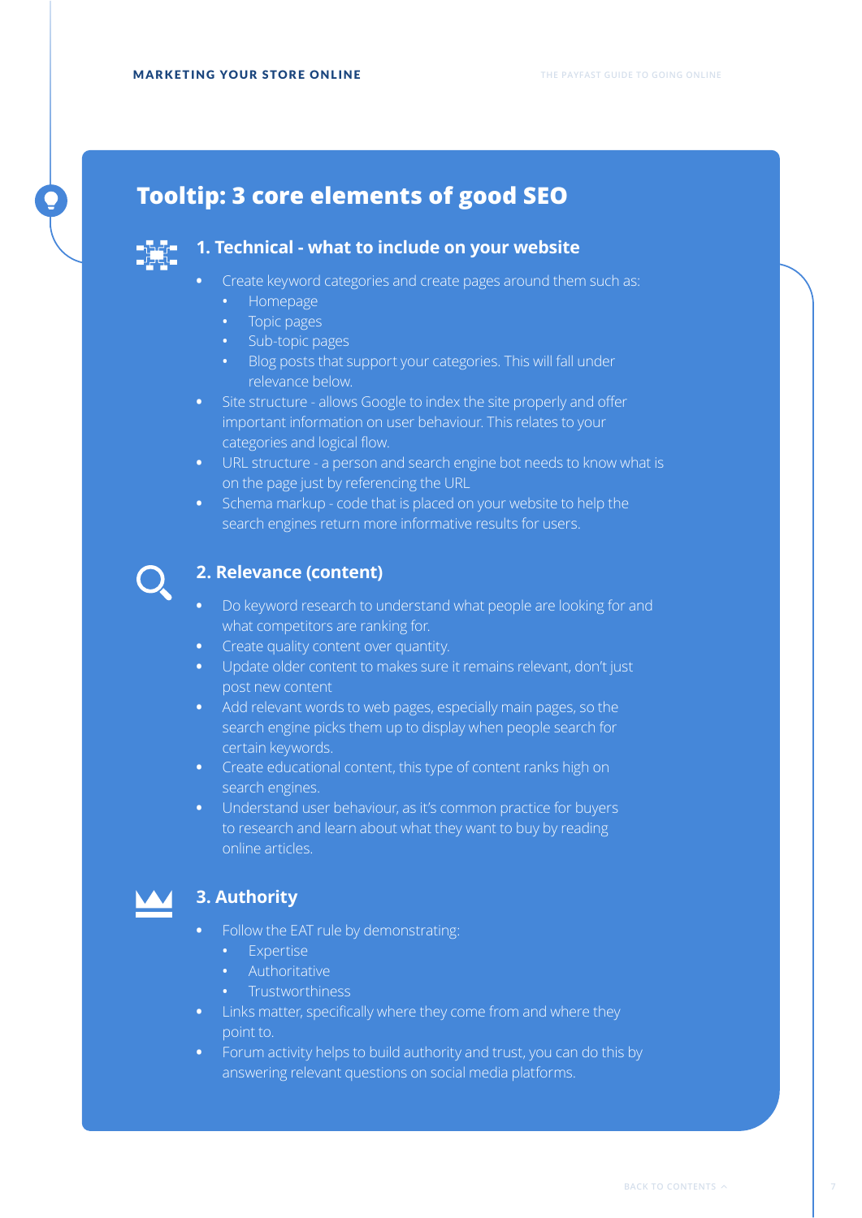## Tooltip: 3 core elements of good SEO

### 1. Technical - what to include on your website

- Create keyword categories and create pages around them such as:
  - Homepage
  - Topic pages
  - Sub-topic pages
  - Blog posts that support your categories. This will fall under relevance below.
- Site structure - allows Google to index the site properly and offer important information on user behaviour. This relates to your categories and logical flow.
- URL structure - a person and search engine bot needs to know what is on the page just by referencing the URL
- Schema markup - code that is placed on your website to help the search engines return more informative results for users.

### 2. Relevance (content)

- Do keyword research to understand what people are looking for and what competitors are ranking for.
- Create quality content over quantity.
- Update older content to makes sure it remains relevant, don't just post new content
- Add relevant words to web pages, especially main pages, so the search engine picks them up to display when people search for certain keywords.
- Create educational content, this type of content ranks high on search engines.
- Understand user behaviour, as it's common practice for buyers to research and learn about what they want to buy by reading online articles.

### 3. Authority

- Follow the EAT rule by demonstrating:
  - Expertise
  - Authoritative
  - Trustworthiness
- Links matter, specifically where they come from and where they point to.
- Forum activity helps to build authority and trust, you can do this by answering relevant questions on social media platforms.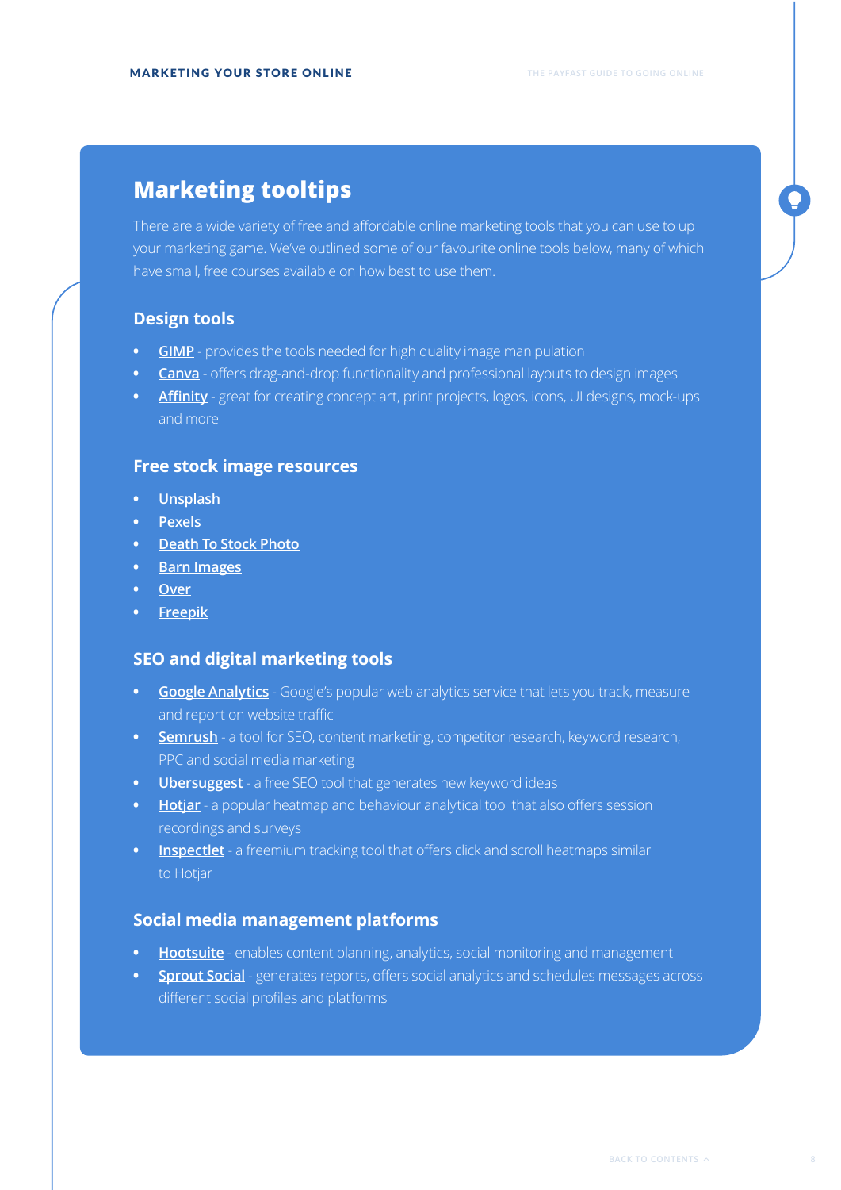## Marketing tooltips

There are a wide variety of free and affordable online marketing tools that you can use to up your marketing game. We've outlined some of our favourite online tools below, many of which have small, free courses available on how best to use them.

### Design tools

- **GIMP** - provides the tools needed for high quality image manipulation
- **Canva** - offers drag-and-drop functionality and professional layouts to design images
- **Affinity** - great for creating concept art, print projects, logos, icons, UI designs, mock-ups and more

### Free stock image resources

- **Unsplash**
- **Pexels**
- **Death To Stock Photo**
- **Barn Images**
- **Over**
- **Freepik**

### SEO and digital marketing tools

- **Google Analytics** - Google's popular web analytics service that lets you track, measure and report on website traffic
- **Semrush** - a tool for SEO, content marketing, competitor research, keyword research, PPC and social media marketing
- **Ubersuggest** - a free SEO tool that generates new keyword ideas
- **Hotjar** - a popular heatmap and behaviour analytical tool that also offers session recordings and surveys
- **Inspectlet** - a freemium tracking tool that offers click and scroll heatmaps similar to Hotjar

### Social media management platforms

- **Hootsuite** - enables content planning, analytics, social monitoring and management
- **Sprout Social** - generates reports, offers social analytics and schedules messages across different social profiles and platforms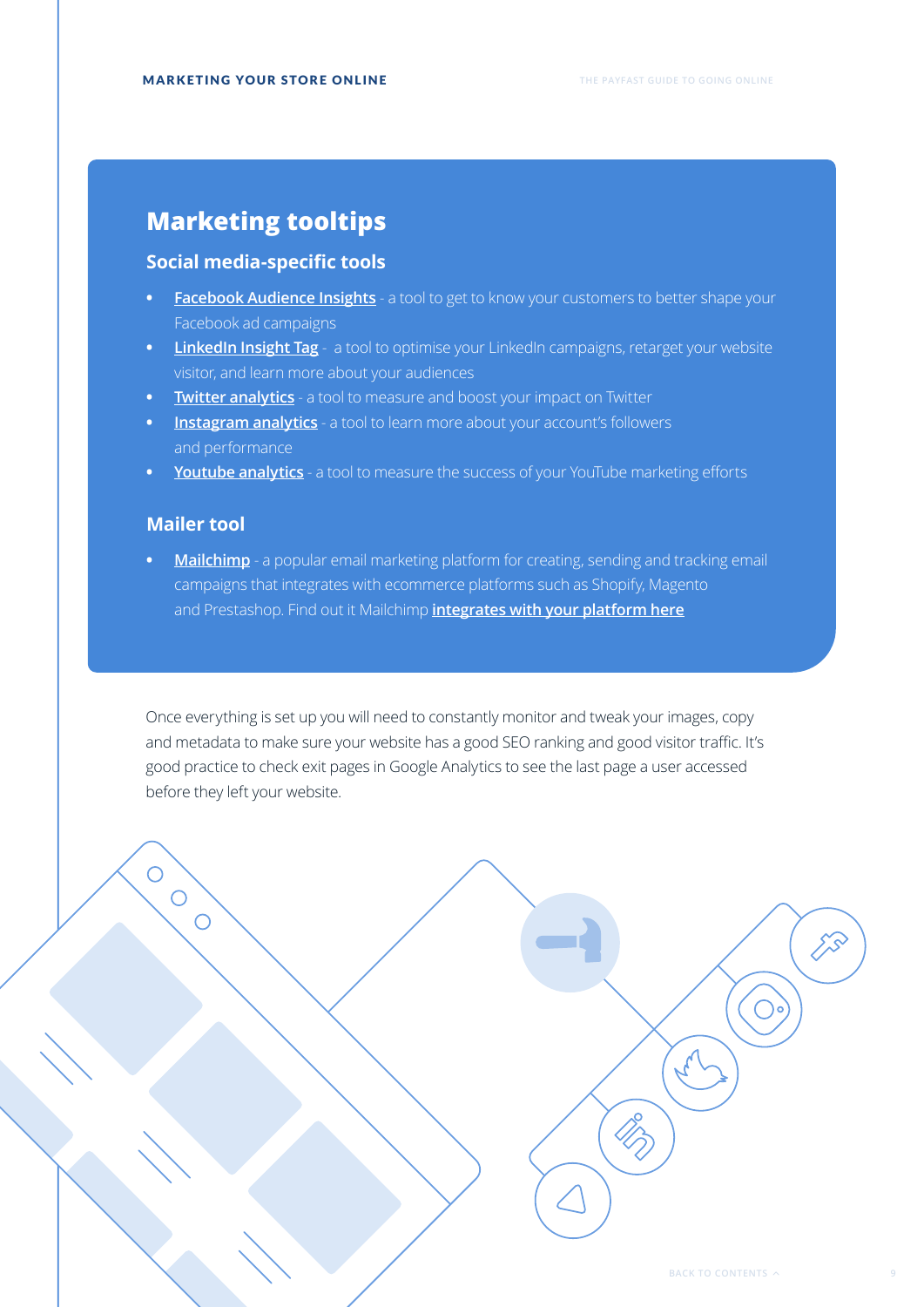## Marketing tooltips

### Social media-specific tools

- Facebook Audience Insights - a tool to get to know your customers to better shape your Facebook ad campaigns
- LinkedIn Insight Tag - a tool to optimise your LinkedIn campaigns, retarget your website visitor, and learn more about your audiences
- Twitter analytics - a tool to measure and boost your impact on Twitter
- Instagram analytics - a tool to learn more about your account's followers and performance
- Youtube analytics - a tool to measure the success of your YouTube marketing efforts

### Mailer tool

- Mailchimp - a popular email marketing platform for creating, sending and tracking email campaigns that integrates with ecommerce platforms such as Shopify, Magento and Prestashop. Find out it Mailchimp **integrates with your platform here**

Once everything is set up you will need to constantly monitor and tweak your images, copy and metadata to make sure your website has a good SEO ranking and good visitor traffic. It's good practice to check exit pages in Google Analytics to see the last page a user accessed before they left your website.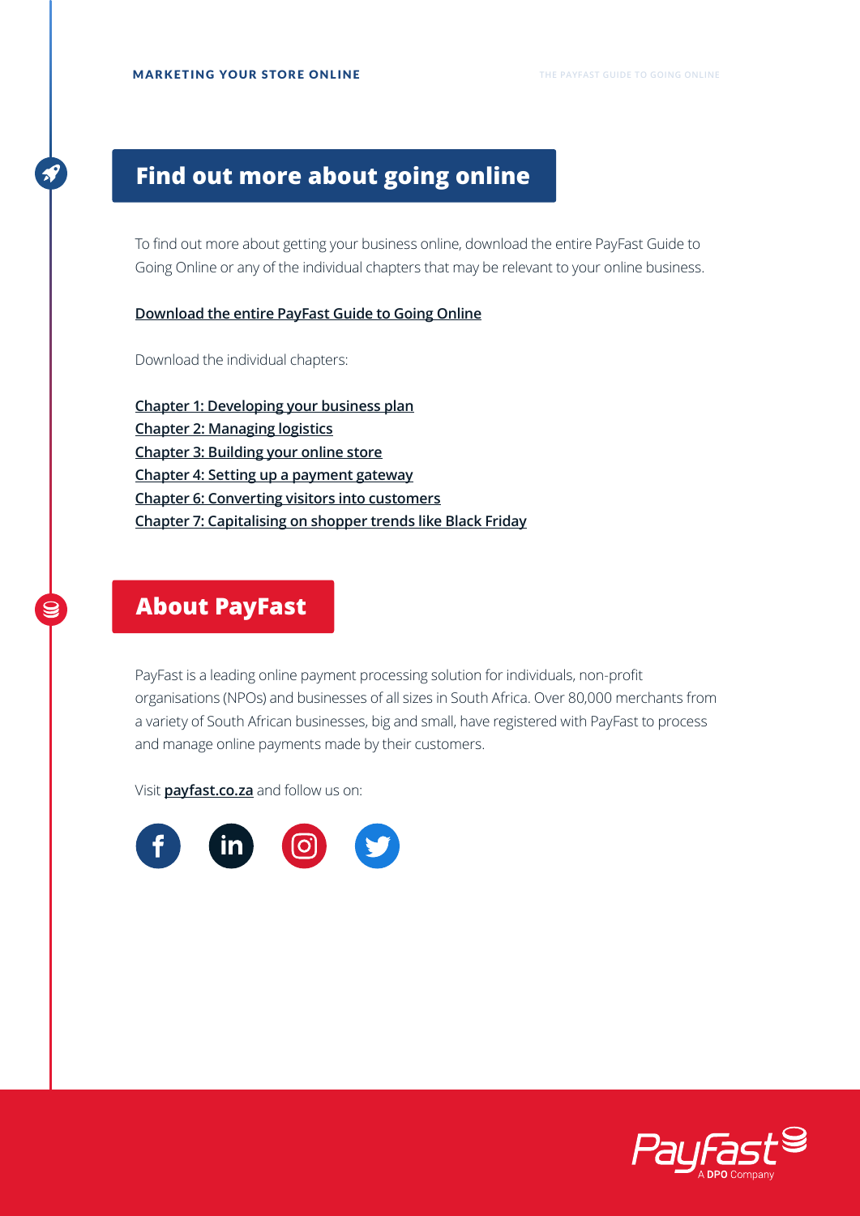## Find out more about going online

To find out more about getting your business online, download the entire PayFast Guide to Going Online or any of the individual chapters that may be relevant to your online business.

**Download the entire PayFast Guide to Going Online**

Download the individual chapters:

**Chapter 1: Developing your business plan**
**Chapter 2: Managing logistics**
**Chapter 3: Building your online store**
**Chapter 4: Setting up a payment gateway**
**Chapter 6: Converting visitors into customers**
**Chapter 7: Capitalising on shopper trends like Black Friday**

## About PayFast

PayFast is a leading online payment processing solution for individuals, non-profit organisations (NPOs) and businesses of all sizes in South Africa. Over 80,000 merchants from a variety of South African businesses, big and small, have registered with PayFast to process and manage online payments made by their customers.

Visit **payfast.co.za** and follow us on:

PayFast
A DPO Company